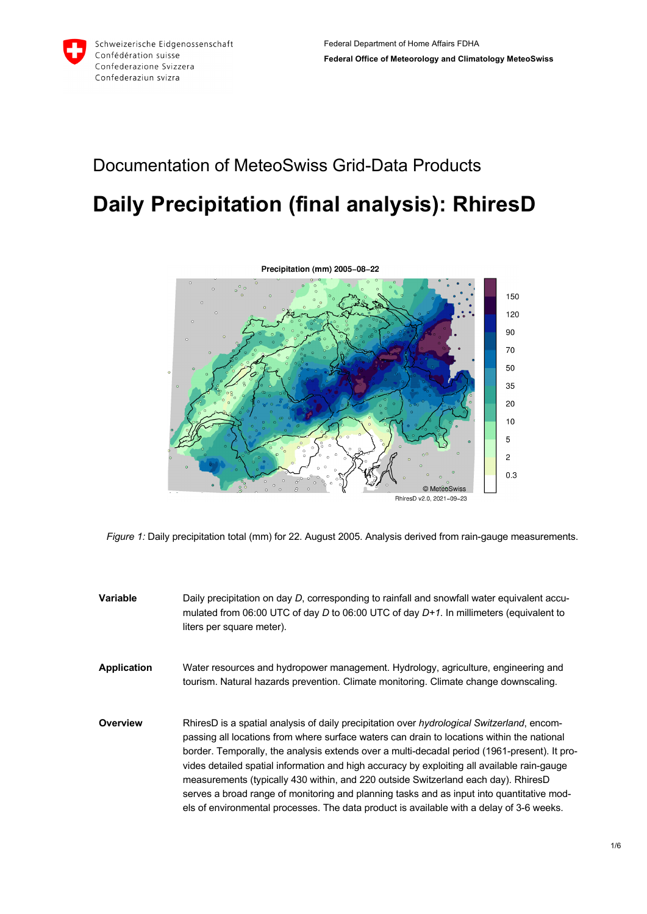Schweizerische Eidgenossenschaft
Confédération suisse
Confederazione Svizzera
Confederaziun svizra

Federal Department of Home Affairs FDHA
**Federal Office of Meteorology and Climatology MeteoSwiss**

# Documentation of MeteoSwiss Grid-Data Products

# Daily Precipitation (final analysis): RhiresD

*Figure 1:* Daily precipitation total (mm) for 22. August 2005. Analysis derived from rain-gauge measurements.

**Variable** Daily precipitation on day *D*, corresponding to rainfall and snowfall water equivalent accumulated from 06:00 UTC of day *D* to 06:00 UTC of day *D+1*. In millimeters (equivalent to liters per square meter).

**Application** Water resources and hydropower management. Hydrology, agriculture, engineering and tourism. Natural hazards prevention. Climate monitoring. Climate change downscaling.

**Overview** RhiresD is a spatial analysis of daily precipitation over *hydrological Switzerland*, encompassing all locations from where surface waters can drain to locations within the national border. Temporally, the analysis extends over a multi-decadal period (1961-present). It provides detailed spatial information and high accuracy by exploiting all available rain-gauge measurements (typically 430 within, and 220 outside Switzerland each day). RhiresD serves a broad range of monitoring and planning tasks and as input into quantitative models of environmental processes. The data product is available with a delay of 3-6 weeks.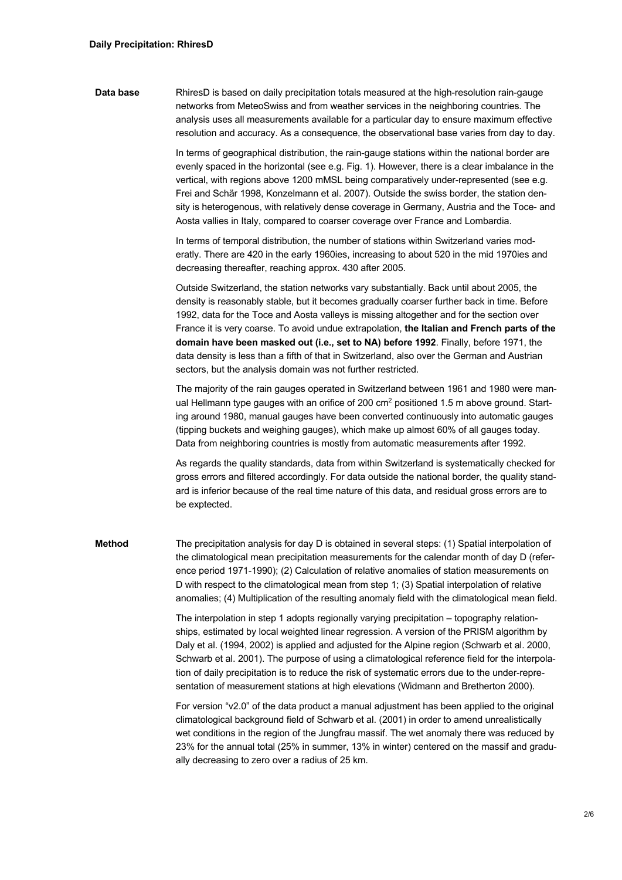**Daily Precipitation: RhiresD**

**Data base**

RhiresD is based on daily precipitation totals measured at the high-resolution rain-gauge networks from MeteoSwiss and from weather services in the neighboring countries. The analysis uses all measurements available for a particular day to ensure maximum effective resolution and accuracy. As a consequence, the observational base varies from day to day.

In terms of geographical distribution, the rain-gauge stations within the national border are evenly spaced in the horizontal (see e.g. Fig. 1). However, there is a clear imbalance in the vertical, with regions above 1200 mMSL being comparatively under-represented (see e.g. Frei and Schär 1998, Konzelmann et al. 2007). Outside the swiss border, the station density is heterogenous, with relatively dense coverage in Germany, Austria and the Toce- and Aosta vallies in Italy, compared to coarser coverage over France and Lombardia.

In terms of temporal distribution, the number of stations within Switzerland varies moderatly. There are 420 in the early 1960ies, increasing to about 520 in the mid 1970ies and decreasing thereafter, reaching approx. 430 after 2005.

Outside Switzerland, the station networks vary substantially. Back until about 2005, the density is reasonably stable, but it becomes gradually coarser further back in time. Before 1992, data for the Toce and Aosta valleys is missing altogether and for the section over France it is very coarse. To avoid undue extrapolation, **the Italian and French parts of the domain have been masked out (i.e., set to NA) before 1992**. Finally, before 1971, the data density is less than a fifth of that in Switzerland, also over the German and Austrian sectors, but the analysis domain was not further restricted.

The majority of the rain gauges operated in Switzerland between 1961 and 1980 were manual Hellmann type gauges with an orifice of 200 $cm^2$ positioned 1.5 m above ground. Starting around 1980, manual gauges have been converted continuously into automatic gauges (tipping buckets and weighing gauges), which make up almost 60% of all gauges today. Data from neighboring countries is mostly from automatic measurements after 1992.

As regards the quality standards, data from within Switzerland is systematically checked for gross errors and filtered accordingly. For data outside the national border, the quality standard is inferior because of the real time nature of this data, and residual gross errors are to be exptected.

**Method**

The precipitation analysis for day D is obtained in several steps: (1) Spatial interpolation of the climatological mean precipitation measurements for the calendar month of day D (reference period 1971-1990); (2) Calculation of relative anomalies of station measurements on D with respect to the climatological mean from step 1; (3) Spatial interpolation of relative anomalies; (4) Multiplication of the resulting anomaly field with the climatological mean field.

The interpolation in step 1 adopts regionally varying precipitation – topography relationships, estimated by local weighted linear regression. A version of the PRISM algorithm by Daly et al. (1994, 2002) is applied and adjusted for the Alpine region (Schwarb et al. 2000, Schwarb et al. 2001). The purpose of using a climatological reference field for the interpolation of daily precipitation is to reduce the risk of systematic errors due to the under-representation of measurement stations at high elevations (Widmann and Bretherton 2000).

For version "v2.0" of the data product a manual adjustment has been applied to the original climatological background field of Schwarb et al. (2001) in order to amend unrealistically wet conditions in the region of the Jungfrau massif. The wet anomaly there was reduced by 23% for the annual total (25% in summer, 13% in winter) centered on the massif and gradually decreasing to zero over a radius of 25 km.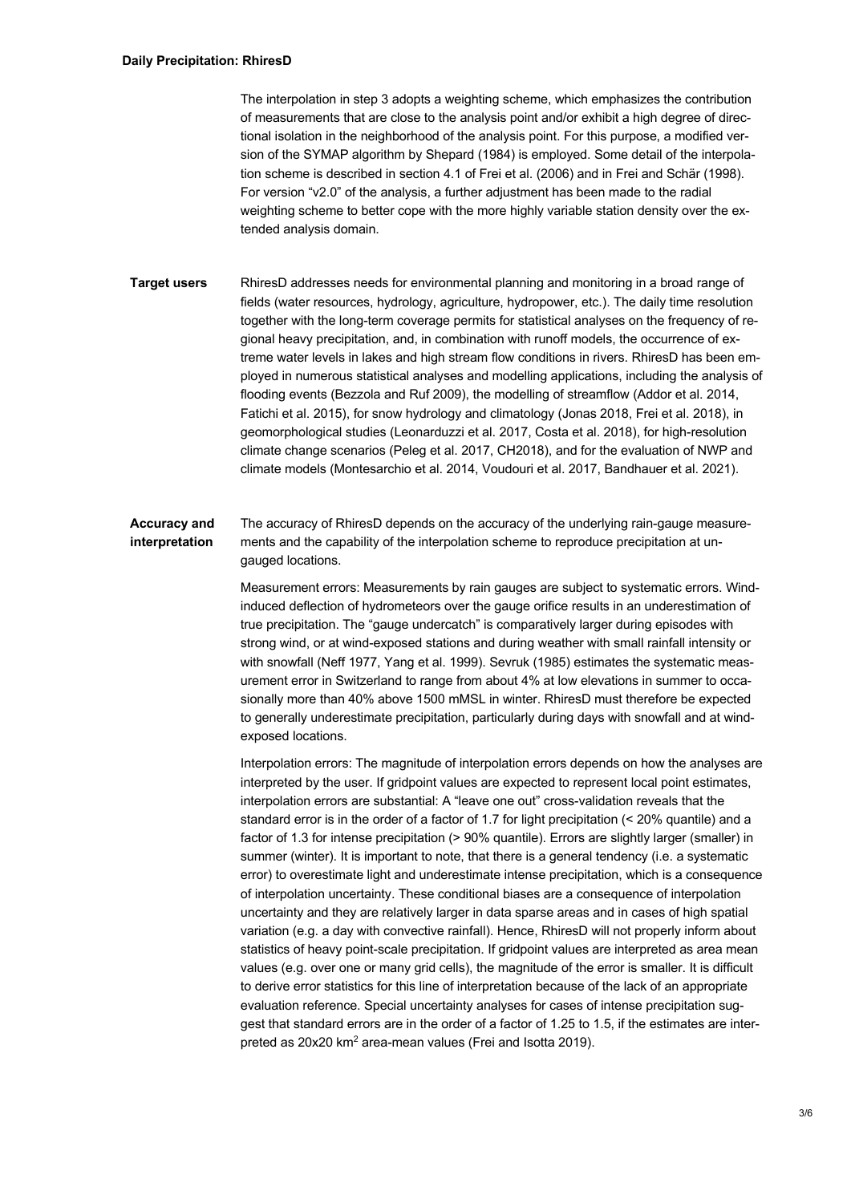**Daily Precipitation: RhiresD**

The interpolation in step 3 adopts a weighting scheme, which emphasizes the contribution of measurements that are close to the analysis point and/or exhibit a high degree of directional isolation in the neighborhood of the analysis point. For this purpose, a modified version of the SYMAP algorithm by Shepard (1984) is employed. Some detail of the interpolation scheme is described in section 4.1 of Frei et al. (2006) and in Frei and Schär (1998). For version "v2.0" of the analysis, a further adjustment has been made to the radial weighting scheme to better cope with the more highly variable station density over the extended analysis domain.

**Target users**

RhiresD addresses needs for environmental planning and monitoring in a broad range of fields (water resources, hydrology, agriculture, hydropower, etc.). The daily time resolution together with the long-term coverage permits for statistical analyses on the frequency of regional heavy precipitation, and, in combination with runoff models, the occurrence of extreme water levels in lakes and high stream flow conditions in rivers. RhiresD has been employed in numerous statistical analyses and modelling applications, including the analysis of flooding events (Bezzola and Ruf 2009), the modelling of streamflow (Addor et al. 2014, Fatichi et al. 2015), for snow hydrology and climatology (Jonas 2018, Frei et al. 2018), in geomorphological studies (Leonarduzzi et al. 2017, Costa et al. 2018), for high-resolution climate change scenarios (Peleg et al. 2017, CH2018), and for the evaluation of NWP and climate models (Montesarchio et al. 2014, Voudouri et al. 2017, Bandhauer et al. 2021).

**Accuracy and interpretation**

The accuracy of RhiresD depends on the accuracy of the underlying rain-gauge measurements and the capability of the interpolation scheme to reproduce precipitation at ungauged locations.

Measurement errors: Measurements by rain gauges are subject to systematic errors. Wind-induced deflection of hydrometeors over the gauge orifice results in an underestimation of true precipitation. The "gauge undercatch" is comparatively larger during episodes with strong wind, or at wind-exposed stations and during weather with small rainfall intensity or with snowfall (Neff 1977, Yang et al. 1999). Sevruk (1985) estimates the systematic measurement error in Switzerland to range from about 4% at low elevations in summer to occasionally more than 40% above 1500 mMSL in winter. RhiresD must therefore be expected to generally underestimate precipitation, particularly during days with snowfall and at wind-exposed locations.

Interpolation errors: The magnitude of interpolation errors depends on how the analyses are interpreted by the user. If gridpoint values are expected to represent local point estimates, interpolation errors are substantial: A "leave one out" cross-validation reveals that the standard error is in the order of a factor of 1.7 for light precipitation (< 20% quantile) and a factor of 1.3 for intense precipitation (> 90% quantile). Errors are slightly larger (smaller) in summer (winter). It is important to note, that there is a general tendency (i.e. a systematic error) to overestimate light and underestimate intense precipitation, which is a consequence of interpolation uncertainty. These conditional biases are a consequence of interpolation uncertainty and they are relatively larger in data sparse areas and in cases of high spatial variation (e.g. a day with convective rainfall). Hence, RhiresD will not properly inform about statistics of heavy point-scale precipitation. If gridpoint values are interpreted as area mean values (e.g. over one or many grid cells), the magnitude of the error is smaller. It is difficult to derive error statistics for this line of interpretation because of the lack of an appropriate evaluation reference. Special uncertainty analyses for cases of intense precipitation suggest that standard errors are in the order of a factor of 1.25 to 1.5, if the estimates are interpreted as 20x20 km$^2$ area-mean values (Frei and Isotta 2019).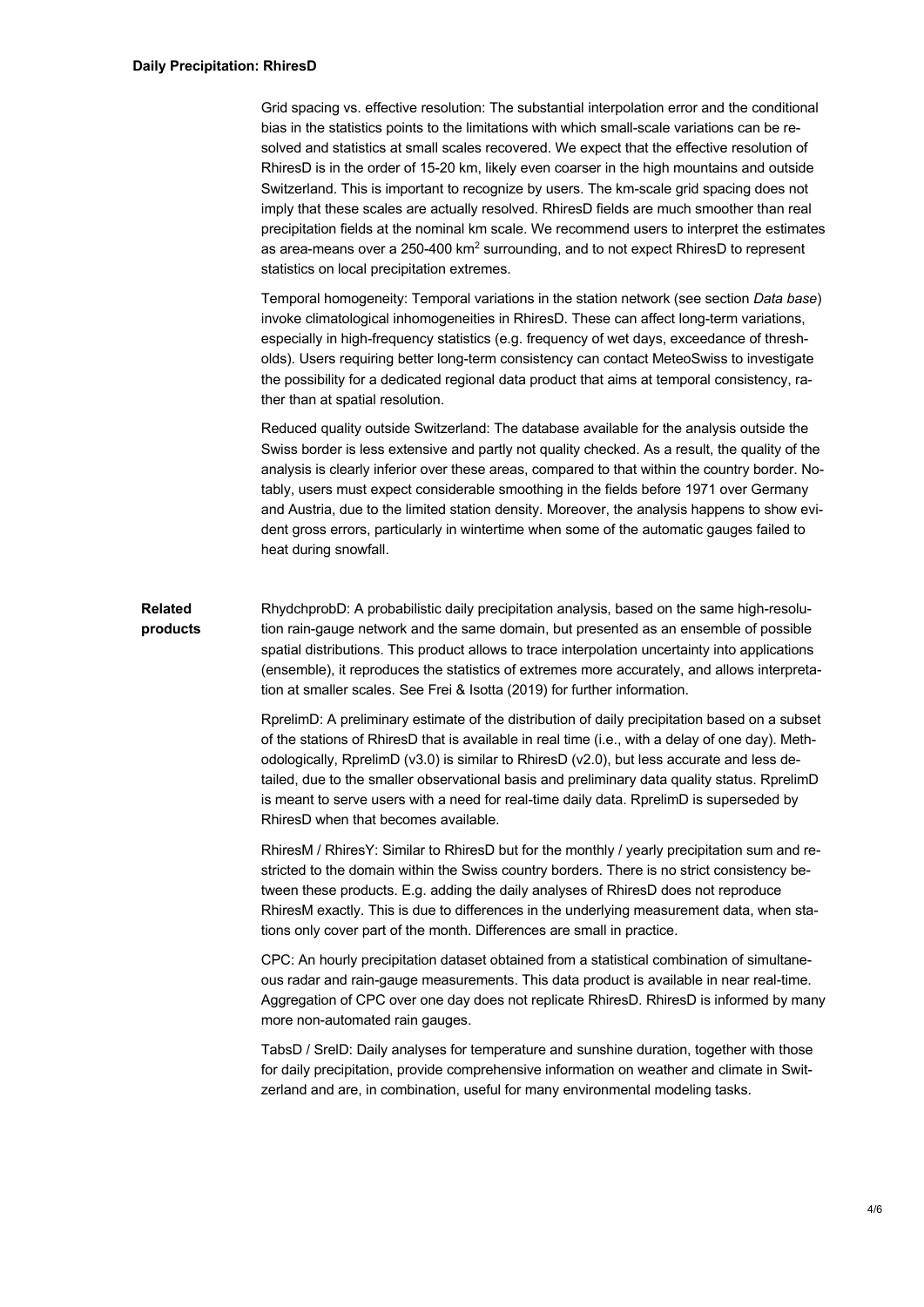Grid spacing vs. effective resolution: The substantial interpolation error and the conditional bias in the statistics points to the limitations with which small-scale variations can be resolved and statistics at small scales recovered. We expect that the effective resolution of RhiresD is in the order of 15-20 km, likely even coarser in the high mountains and outside Switzerland. This is important to recognize by users. The km-scale grid spacing does not imply that these scales are actually resolved. RhiresD fields are much smoother than real precipitation fields at the nominal km scale. We recommend users to interpret the estimates as area-means over a 250-400 $km^2$ surrounding, and to not expect RhiresD to represent statistics on local precipitation extremes.

Temporal homogeneity: Temporal variations in the station network (see section *Data base*) invoke climatological inhomogeneities in RhiresD. These can affect long-term variations, especially in high-frequency statistics (e.g. frequency of wet days, exceedance of thresholds). Users requiring better long-term consistency can contact MeteoSwiss to investigate the possibility for a dedicated regional data product that aims at temporal consistency, rather than at spatial resolution.

Reduced quality outside Switzerland: The database available for the analysis outside the Swiss border is less extensive and partly not quality checked. As a result, the quality of the analysis is clearly inferior over these areas, compared to that within the country border. Notably, users must expect considerable smoothing in the fields before 1971 over Germany and Austria, due to the limited station density. Moreover, the analysis happens to show evident gross errors, particularly in wintertime when some of the automatic gauges failed to heat during snowfall.

**Related products**

RhydchprobD: A probabilistic daily precipitation analysis, based on the same high-resolution rain-gauge network and the same domain, but presented as an ensemble of possible spatial distributions. This product allows to trace interpolation uncertainty into applications (ensemble), it reproduces the statistics of extremes more accurately, and allows interpretation at smaller scales. See Frei & Isotta (2019) for further information.

RprelimD: A preliminary estimate of the distribution of daily precipitation based on a subset of the stations of RhiresD that is available in real time (i.e., with a delay of one day). Methodologically, RprelimD (v3.0) is similar to RhiresD (v2.0), but less accurate and less detailed, due to the smaller observational basis and preliminary data quality status. RprelimD is meant to serve users with a need for real-time daily data. RprelimD is superseded by RhiresD when that becomes available.

RhiresM / RhiresY: Similar to RhiresD but for the monthly / yearly precipitation sum and restricted to the domain within the Swiss country borders. There is no strict consistency between these products. E.g. adding the daily analyses of RhiresD does not reproduce RhiresM exactly. This is due to differences in the underlying measurement data, when stations only cover part of the month. Differences are small in practice.

CPC: An hourly precipitation dataset obtained from a statistical combination of simultaneous radar and rain-gauge measurements. This data product is available in near real-time. Aggregation of CPC over one day does not replicate RhiresD. RhiresD is informed by many more non-automated rain gauges.

TabsD / SrelD: Daily analyses for temperature and sunshine duration, together with those for daily precipitation, provide comprehensive information on weather and climate in Switzerland and are, in combination, useful for many environmental modeling tasks.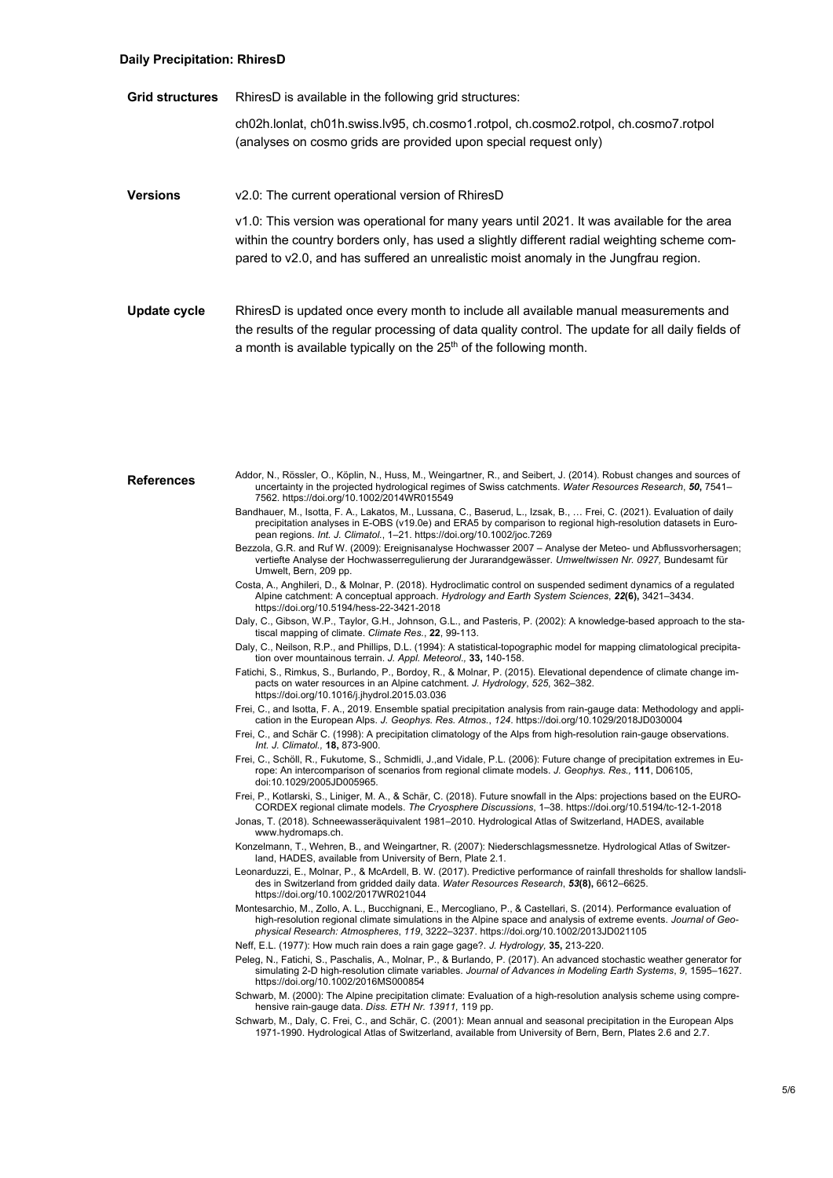**Daily Precipitation: RhiresD**

**Grid structures**

RhiresD is available in the following grid structures:

ch02h.lonlat, ch01h.swiss.lv95, ch.cosmo1.rotpol, ch.cosmo2.rotpol, ch.cosmo7.rotpol (analyses on cosmo grids are provided upon special request only)

**Versions**

v2.0: The current operational version of RhiresD

v1.0: This version was operational for many years until 2021. It was available for the area within the country borders only, has used a slightly different radial weighting scheme compared to v2.0, and has suffered an unrealistic moist anomaly in the Jungfrau region.

**Update cycle**

RhiresD is updated once every month to include all available manual measurements and the results of the regular processing of data quality control. The update for all daily fields of a month is available typically on the 25th of the following month.

**References**

Addor, N., Rössler, O., Köplin, N., Huss, M., Weingartner, R., and Seibert, J. (2014). Robust changes and sources of uncertainty in the projected hydrological regimes of Swiss catchments. *Water Resources Research*, ***50*****,** 7541–7562. https://doi.org/10.1002/2014WR015549

Bandhauer, M., Isotta, F. A., Lakatos, M., Lussana, C., Baserud, L., Izsak, B., … Frei, C. (2021). Evaluation of daily precipitation analyses in E-OBS (v19.0e) and ERA5 by comparison to regional high-resolution datasets in European regions. *Int. J. Climatol.*, 1–21. https://doi.org/10.1002/joc.7269

Bezzola, G.R. and Ruf W. (2009): Ereignisanalyse Hochwasser 2007 – Analyse der Meteo- und Abflussvorhersagen; vertiefte Analyse der Hochwasserregulierung der Jurarandgewässer. *Umweltwissen Nr. 0927*, Bundesamt für Umwelt, Bern, 209 pp.

Costa, A., Anghileri, D., & Molnar, P. (2018). Hydroclimatic control on suspended sediment dynamics of a regulated Alpine catchment: A conceptual approach. *Hydrology and Earth System Sciences*, ***22*****(6),** 3421–3434. https://doi.org/10.5194/hess-22-3421-2018

Daly, C., Gibson, W.P., Taylor, G.H., Johnson, G.L., and Pasteris, P. (2002): A knowledge-based approach to the statiscal mapping of climate. *Climate Res.*, **22**, 99-113.

Daly, C., Neilson, R.P., and Phillips, D.L. (1994): A statistical-topographic model for mapping climatological precipitation over mountainous terrain. *J. Appl. Meteorol.*, **33,** 140-158.

Fatichi, S., Rimkus, S., Burlando, P., Bordoy, R., & Molnar, P. (2015). Elevational dependence of climate change impacts on water resources in an Alpine catchment. *J. Hydrology*, *525*, 362–382. https://doi.org/10.1016/j.jhydrol.2015.03.036

Frei, C., and Isotta, F. A., 2019. Ensemble spatial precipitation analysis from rain-gauge data: Methodology and application in the European Alps. *J. Geophys. Res. Atmos.*, *124*. https://doi.org/10.1029/2018JD030004

Frei, C., and Schär C. (1998): A precipitation climatology of the Alps from high-resolution rain-gauge observations. *Int. J. Climatol.,* **18,** 873-900.

Frei, C., Schöll, R., Fukutome, S., Schmidli, J.,and Vidale, P.L. (2006): Future change of precipitation extremes in Europe: An intercomparison of scenarios from regional climate models. *J. Geophys. Res.,* **111**, D06105, doi:10.1029/2005JD005965.

Frei, P., Kotlarski, S., Liniger, M. A., & Schär, C. (2018). Future snowfall in the Alps: projections based on the EURO-CORDEX regional climate models. *The Cryosphere Discussions*, 1–38. https://doi.org/10.5194/tc-12-1-2018

Jonas, T. (2018). Schneewasseräquivalent 1981–2010. Hydrological Atlas of Switzerland, HADES, available www.hydromaps.ch.

Konzelmann, T., Wehren, B., and Weingartner, R. (2007): Niederschlagsmessnetze. Hydrological Atlas of Switzerland, HADES, available from University of Bern, Plate 2.1.

Leonarduzzi, E., Molnar, P., & McArdell, B. W. (2017). Predictive performance of rainfall thresholds for shallow landslides in Switzerland from gridded daily data. *Water Resources Research*, ***53*****(8),** 6612–6625. https://doi.org/10.1002/2017WR021044

Montesarchio, M., Zollo, A. L., Bucchignani, E., Mercogliano, P., & Castellari, S. (2014). Performance evaluation of high-resolution regional climate simulations in the Alpine space and analysis of extreme events. *Journal of Geophysical Research: Atmospheres*, *119*, 3222–3237. https://doi.org/10.1002/2013JD021105

Neff, E.L. (1977): How much rain does a rain gage gage?. *J. Hydrology,* **35,** 213-220.

Peleg, N., Fatichi, S., Paschalis, A., Molnar, P., & Burlando, P. (2017). An advanced stochastic weather generator for simulating 2-D high-resolution climate variables. *Journal of Advances in Modeling Earth Systems*, *9*, 1595–1627. https://doi.org/10.1002/2016MS000854

Schwarb, M. (2000): The Alpine precipitation climate: Evaluation of a high-resolution analysis scheme using comprehensive rain-gauge data. *Diss. ETH Nr. 13911,* 119 pp.

Schwarb, M., Daly, C. Frei, C., and Schär, C. (2001): Mean annual and seasonal precipitation in the European Alps 1971-1990. Hydrological Atlas of Switzerland, available from University of Bern, Bern, Plates 2.6 and 2.7.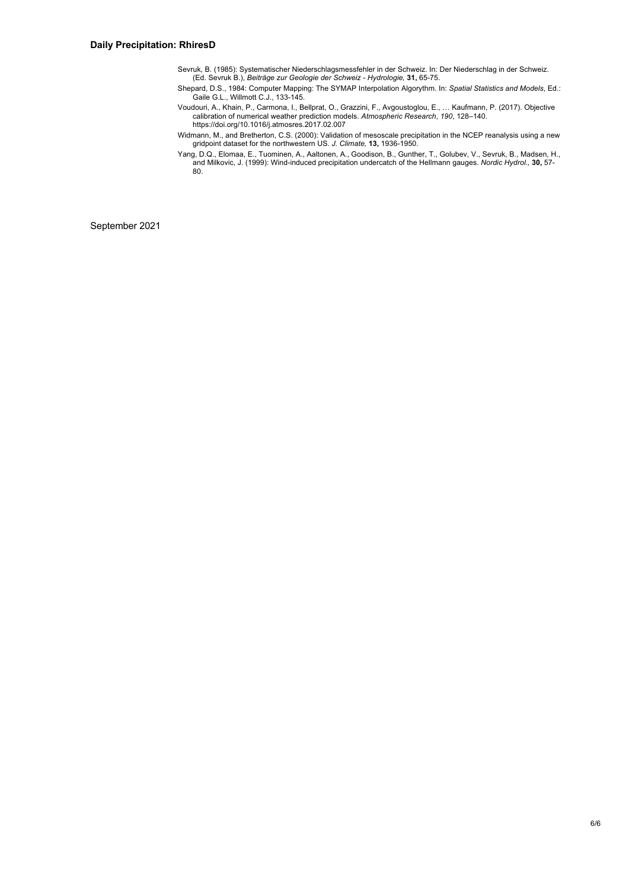Sevruk, B. (1985): Systematischer Niederschlagsmessfehler in der Schweiz. In: Der Niederschlag in der Schweiz. (Ed. Sevruk B.), *Beiträge zur Geologie der Schweiz - Hydrologie,* **31,** 65-75.

Shepard, D.S., 1984: Computer Mapping: The SYMAP Interpolation Algorythm. In: *Spatial Statistics and Models*, Ed.: Gaile G.L., Willmott C.J., 133-145.

Voudouri, A., Khain, P., Carmona, I., Bellprat, O., Grazzini, F., Avgoustoglou, E., … Kaufmann, P. (2017). Objective calibration of numerical weather prediction models. *Atmospheric Research*, *190*, 128–140. https://doi.org/10.1016/j.atmosres.2017.02.007

Widmann, M., and Bretherton, C.S. (2000): Validation of mesoscale precipitation in the NCEP reanalysis using a new gridpoint dataset for the northwestern US. *J. Climate,* **13,** 1936-1950.

Yang, D.Q., Elomaa, E., Tuominen, A., Aaltonen, A., Goodison, B., Gunther, T., Golubev, V., Sevruk, B., Madsen, H., and Milkovic, J. (1999): Wind-induced precipitation undercatch of the Hellmann gauges. *Nordic Hydrol.,* **30,** 57-80.

September 2021